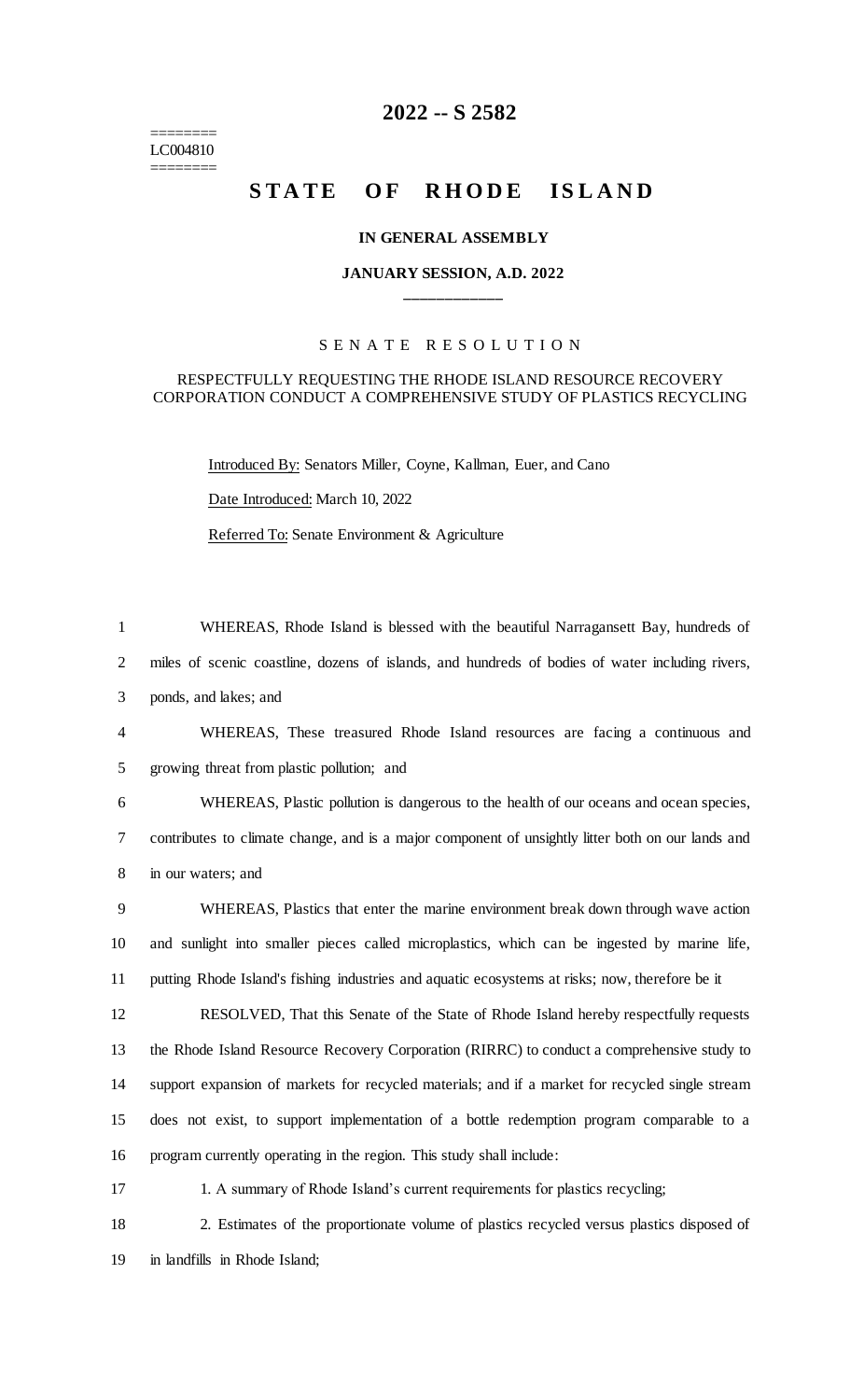# 2022 -- S 2582

========
LC004810
========

# STATE OF RHODE ISLAND

**IN GENERAL ASSEMBLY**

**JANUARY SESSION, A.D. 2022**

\_\_\_\_\_\_\_\_\_\_\_\_

S E N A T E   R E S O L U T I O N

RESPECTFULLY REQUESTING THE RHODE ISLAND RESOURCE RECOVERY CORPORATION CONDUCT A COMPREHENSIVE STUDY OF PLASTICS RECYCLING

Introduced By: Senators Miller, Coyne, Kallman, Euer, and Cano

Date Introduced: March 10, 2022

Referred To: Senate Environment & Agriculture

1 WHEREAS, Rhode Island is blessed with the beautiful Narragansett Bay, hundreds of
2 miles of scenic coastline, dozens of islands, and hundreds of bodies of water including rivers,
3 ponds, and lakes; and
4 WHEREAS, These treasured Rhode Island resources are facing a continuous and
5 growing threat from plastic pollution; and
6 WHEREAS, Plastic pollution is dangerous to the health of our oceans and ocean species,
7 contributes to climate change, and is a major component of unsightly litter both on our lands and
8 in our waters; and
9 WHEREAS, Plastics that enter the marine environment break down through wave action
10 and sunlight into smaller pieces called microplastics, which can be ingested by marine life,
11 putting Rhode Island's fishing industries and aquatic ecosystems at risks; now, therefore be it
12 RESOLVED, That this Senate of the State of Rhode Island hereby respectfully requests
13 the Rhode Island Resource Recovery Corporation (RIRRC) to conduct a comprehensive study to
14 support expansion of markets for recycled materials; and if a market for recycled single stream
15 does not exist, to support implementation of a bottle redemption program comparable to a
16 program currently operating in the region. This study shall include:
17 1. A summary of Rhode Island's current requirements for plastics recycling;
18 2. Estimates of the proportionate volume of plastics recycled versus plastics disposed of
19 in landfills in Rhode Island;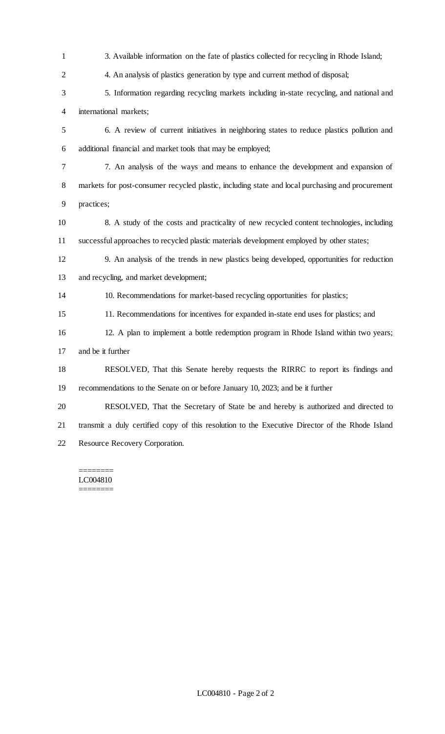3. Available information on the fate of plastics collected for recycling in Rhode Island;

4. An analysis of plastics generation by type and current method of disposal;

5. Information regarding recycling markets including in-state recycling, and national and international markets;

6. A review of current initiatives in neighboring states to reduce plastics pollution and additional financial and market tools that may be employed;

7. An analysis of the ways and means to enhance the development and expansion of markets for post-consumer recycled plastic, including state and local purchasing and procurement practices;

8. A study of the costs and practicality of new recycled content technologies, including successful approaches to recycled plastic materials development employed by other states;

9. An analysis of the trends in new plastics being developed, opportunities for reduction and recycling, and market development;

10. Recommendations for market-based recycling opportunities for plastics;

11. Recommendations for incentives for expanded in-state end uses for plastics; and

12. A plan to implement a bottle redemption program in Rhode Island within two years; and be it further

RESOLVED, That this Senate hereby requests the RIRRC to report its findings and recommendations to the Senate on or before January 10, 2023; and be it further

RESOLVED, That the Secretary of State be and hereby is authorized and directed to transmit a duly certified copy of this resolution to the Executive Director of the Rhode Island Resource Recovery Corporation.

========
LC004810
========